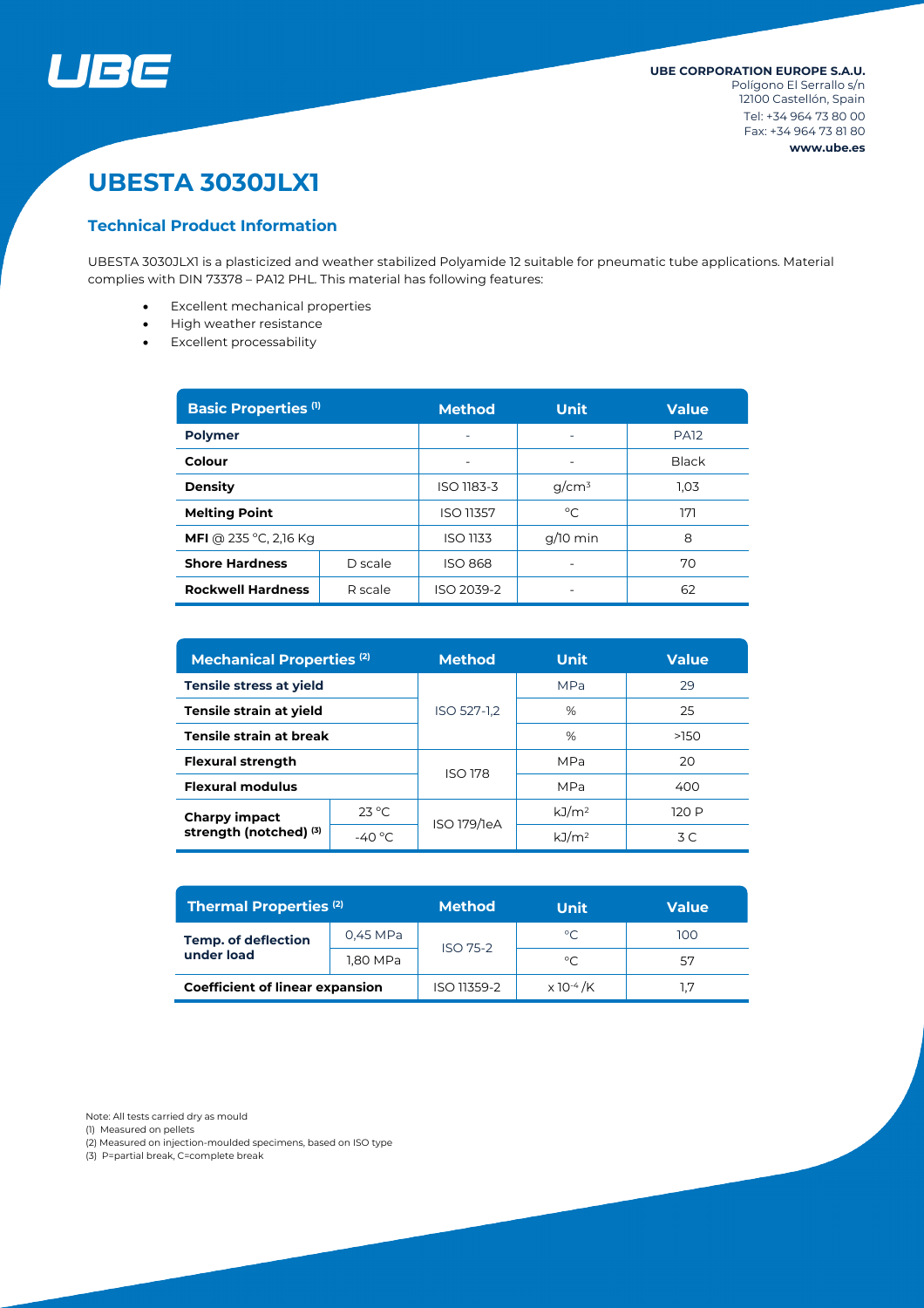UBE

**UBE CORPORATION EUROPE S.A.U.**
Polígono El Serrallo s/n
12100 Castellón, Spain
Tel: +34 964 73 80 00
Fax: +34 964 73 81 80
**www.ube.es**

# UBESTA 3030JLX1

## Technical Product Information

UBESTA 3030JLX1 is a plasticized and weather stabilized Polyamide 12 suitable for pneumatic tube applications. Material complies with DIN 73378 – PA12 PHL. This material has following features:

- Excellent mechanical properties
- High weather resistance
- Excellent processability

| Basic Properties (1) | | Method | Unit | Value |
|---|---|---|---|---|
| **Polymer** | | - | - | PA12 |
| **Colour** | | - | - | Black |
| **Density** | | ISO 1183-3 | g/cm³ | 1,03 |
| **Melting Point** | | ISO 11357 | °C | 171 |
| **MFI** @ 235 °C, 2,16 Kg | | ISO 1133 | g/10 min | 8 |
| **Shore Hardness** | D scale | ISO 868 | - | 70 |
| **Rockwell Hardness** | R scale | ISO 2039-2 | - | 62 |

| Mechanical Properties (2) | | Method | Unit | Value |
|---|---|---|---|---|
| **Tensile stress at yield** | | ISO 527-1,2 | MPa | 29 |
| **Tensile strain at yield** | | ISO 527-1,2 | % | 25 |
| **Tensile strain at break** | | ISO 527-1,2 | % | >150 |
| **Flexural strength** | | ISO 178 | MPa | 20 |
| **Flexural modulus** | | ISO 178 | MPa | 400 |
| **Charpy impact strength (notched) (3)** | 23 °C | ISO 179/1eA | kJ/m² | 120 P |
| | -40 °C | ISO 179/1eA | kJ/m² | 3 C |

| Thermal Properties (2) | | Method | Unit | Value |
|---|---|---|---|---|
| **Temp. of deflection under load** | 0,45 MPa | ISO 75-2 | °C | 100 |
| | 1,80 MPa | ISO 75-2 | °C | 57 |
| **Coefficient of linear expansion** | | ISO 11359-2 | $\times 10^{-4}$ /K | 1,7 |

Note: All tests carried dry as mould
(1) Measured on pellets
(2) Measured on injection-moulded specimens, based on ISO type
(3) P=partial break, C=complete break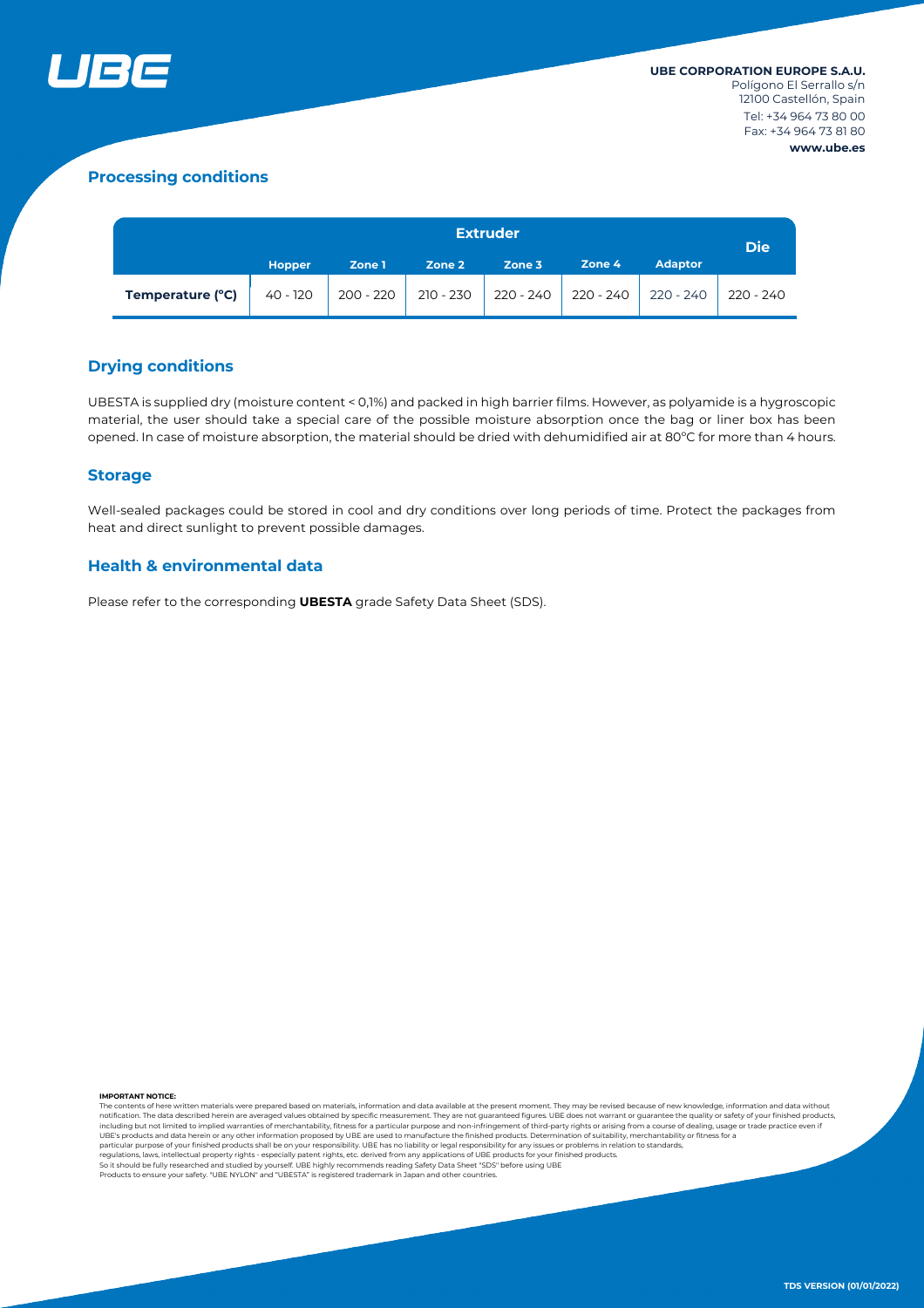UBE CORPORATION EUROPE S.A.U.
Polígono El Serrallo s/n
12100 Castellón, Spain
Tel: +34 964 73 80 00
Fax: +34 964 73 81 80
www.ube.es

## Processing conditions

| | Extruder | | | | | | Die |
|---|---|---|---|---|---|---|---|
| | Hopper | Zone 1 | Zone 2 | Zone 3 | Zone 4 | Adaptor | |
| **Temperature (°C)** | 40 - 120 | 200 - 220 | 210 - 230 | 220 - 240 | 220 - 240 | 220 - 240 | 220 - 240 |

## Drying conditions

UBESTA is supplied dry (moisture content < 0,1%) and packed in high barrier films. However, as polyamide is a hygroscopic material, the user should take a special care of the possible moisture absorption once the bag or liner box has been opened. In case of moisture absorption, the material should be dried with dehumidified air at 80°C for more than 4 hours.

## Storage

Well-sealed packages could be stored in cool and dry conditions over long periods of time. Protect the packages from heat and direct sunlight to prevent possible damages.

## Health & environmental data

Please refer to the corresponding **UBESTA** grade Safety Data Sheet (SDS).

**IMPORTANT NOTICE:**
The contents of here written materials were prepared based on materials, information and data available at the present moment. They may be revised because of new knowledge, information and data without notification. The data described herein are averaged values obtained by specific measurement. They are not guaranteed figures. UBE does not warrant or guarantee the quality or safety of your finished products, including but not limited to implied warranties of merchantability, fitness for a particular purpose and non-infringement of third-party rights or arising from a course of dealing, usage or trade practice even if UBE's products and data herein or any other information proposed by UBE are used to manufacture the finished products. Determination of suitability, merchantability or fitness for a particular purpose of your finished products shall be on your responsibility. UBE has no liability or legal responsibility for any issues or problems in relation to standards, regulations, laws, intellectual property rights - especially patent rights, etc. derived from any applications of UBE products for your finished products.
So it should be fully researched and studied by yourself. UBE highly recommends reading Safety Data Sheet "SDS" before using UBE Products to ensure your safety. "UBE NYLON" and "UBESTA" is registered trademark in Japan and other countries.

TDS VERSION (01/01/2022)